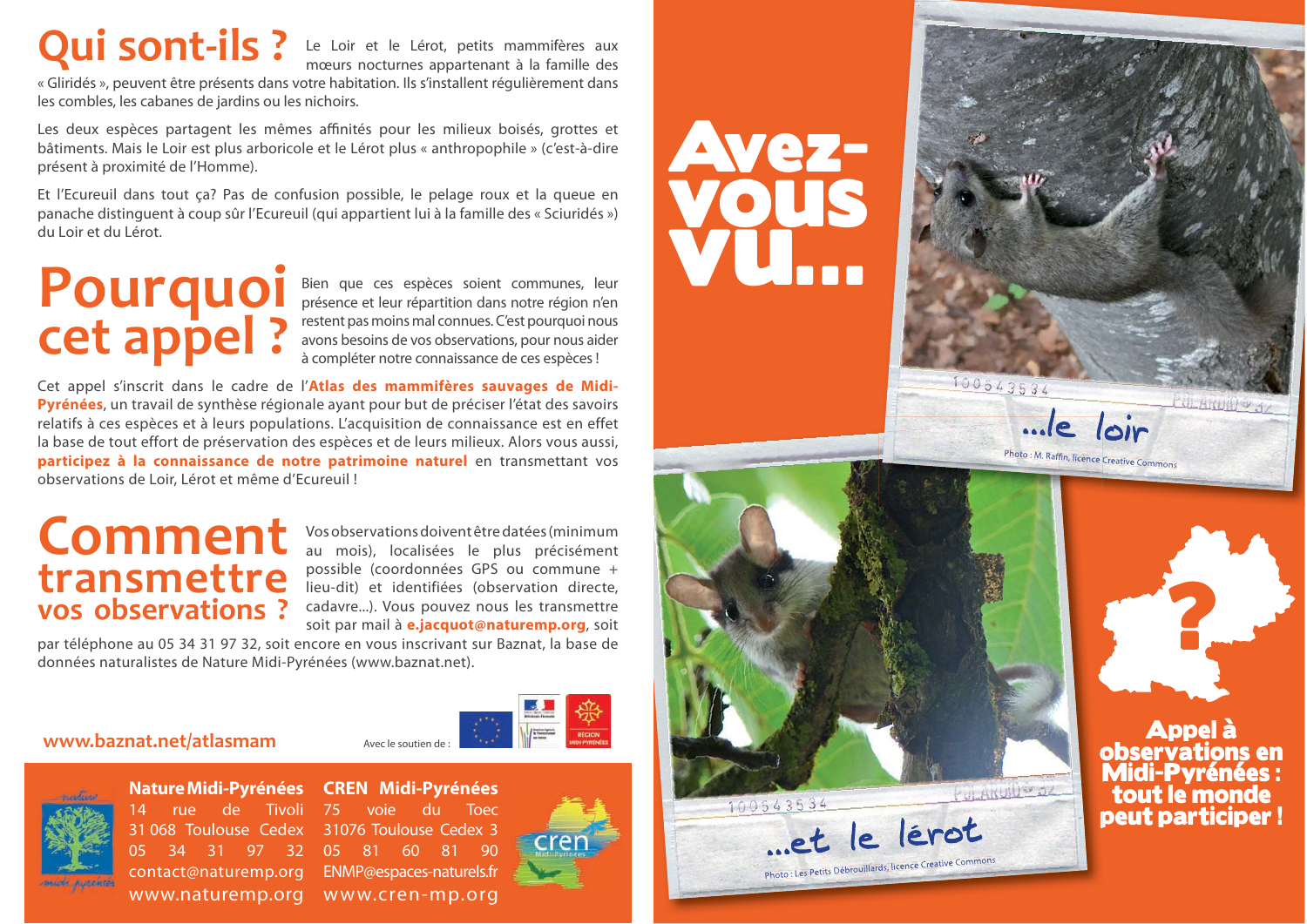# Qui sont-ils ?

Le Loir et le Lérot, petits mammifères aux mœurs nocturnes appartenant à la famille des « Gliridés », peuvent être présents dans votre habitation. Ils s'installent régulièrement dans les combles, les cabanes de jardins ou les nichoirs.

Les deux espèces partagent les mêmes affinités pour les milieux boisés, grottes et bâtiments. Mais le Loir est plus arboricole et le Lérot plus « anthropophile » (c'est-à-dire présent à proximité de l'Homme).

Et l'Ecureuil dans tout ça? Pas de confusion possible, le pelage roux et la queue en panache distinguent à coup sûr l'Ecureuil (qui appartient lui à la famille des « Sciuridés ») du Loir et du Lérot.

# Pourquoi cet appel ?

Bien que ces espèces soient communes, leur présence et leur répartition dans notre région n'en restent pas moins mal connues. C'est pourquoi nous avons besoins de vos observations, pour nous aider à compléter notre connaissance de ces espèces !

Cet appel s'inscrit dans le cadre de l'**Atlas des mammifères sauvages de Midi-Pyrénées**, un travail de synthèse régionale ayant pour but de préciser l'état des savoirs relatifs à ces espèces et à leurs populations. L'acquisition de connaissance est en effet la base de tout effort de préservation des espèces et de leurs milieux. Alors vous aussi, **participez à la connaissance de notre patrimoine naturel** en transmettant vos observations de Loir, Lérot et même d'Ecureuil !

# Comment transmettre vos observations ?

Vos observations doivent être datées (minimum au mois), localisées le plus précisément possible (coordonnées GPS ou commune + lieu-dit) et identifiées (observation directe, cadavre...). Vous pouvez nous les transmettre soit par mail à **e.jacquot@naturemp.org**, soit par téléphone au 05 34 31 97 32, soit encore en vous inscrivant sur Baznat, la base de données naturalistes de Nature Midi-Pyrénées (www.baznat.net).

**www.baznat.net/atlasmam**

Avec le soutien de :

**Nature Midi-Pyrénées**
14 rue de Tivoli
31 068 Toulouse Cedex
05 34 31 97 32
contact@naturemp.org
www.naturemp.org

**CREN Midi-Pyrénées**
75 voie du Toec
31076 Toulouse Cedex 3
05 81 60 81 90
ENMP@espaces-naturels.fr
www.cren-mp.org

# Avez-vous vu...

...le loir

Photo : M. Raffin, licence Creative Commons

...et le lérot

Photo : Les Petits Débrouillards, licence Creative Commons

**Appel à observations en Midi-Pyrénées : tout le monde peut participer !**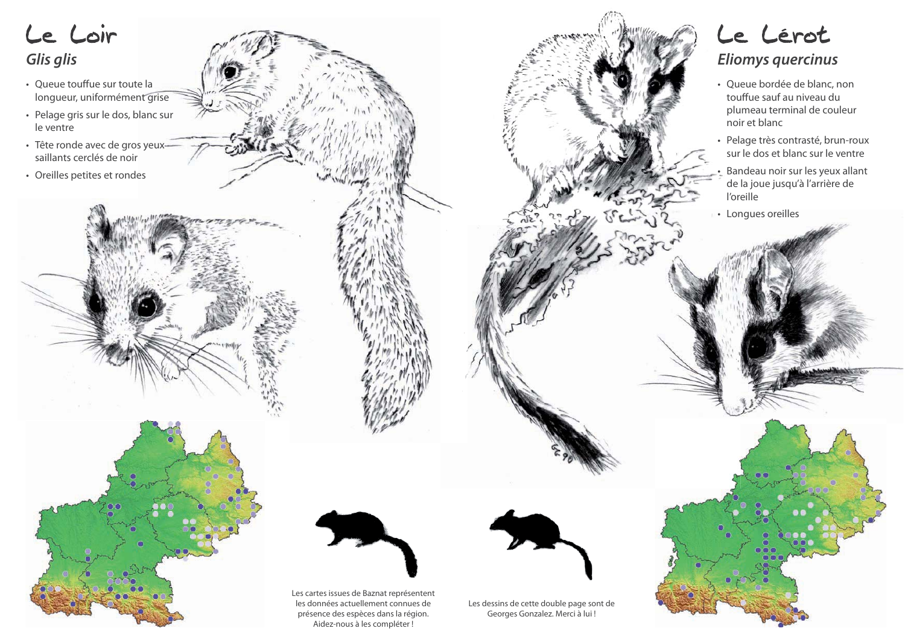# Le Loir

## *Glis glis*

- Queue touffue sur toute la longueur, uniformément grise
- Pelage gris sur le dos, blanc sur le ventre
- Tête ronde avec de gros yeux saillants cerclés de noir
- Oreilles petites et rondes

# Le Lérot

## *Eliomys quercinus*

- Queue bordée de blanc, non touffue sauf au niveau du plumeau terminal de couleur noir et blanc
- Pelage très contrasté, brun-roux sur le dos et blanc sur le ventre
- Bandeau noir sur les yeux allant de la joue jusqu'à l'arrière de l'oreille
- Longues oreilles

Les cartes issues de Baznat représentent les données actuellement connues de présence des espèces dans la région. Aidez-nous à les compléter !

Les dessins de cette double page sont de Georges Gonzalez. Merci à lui !